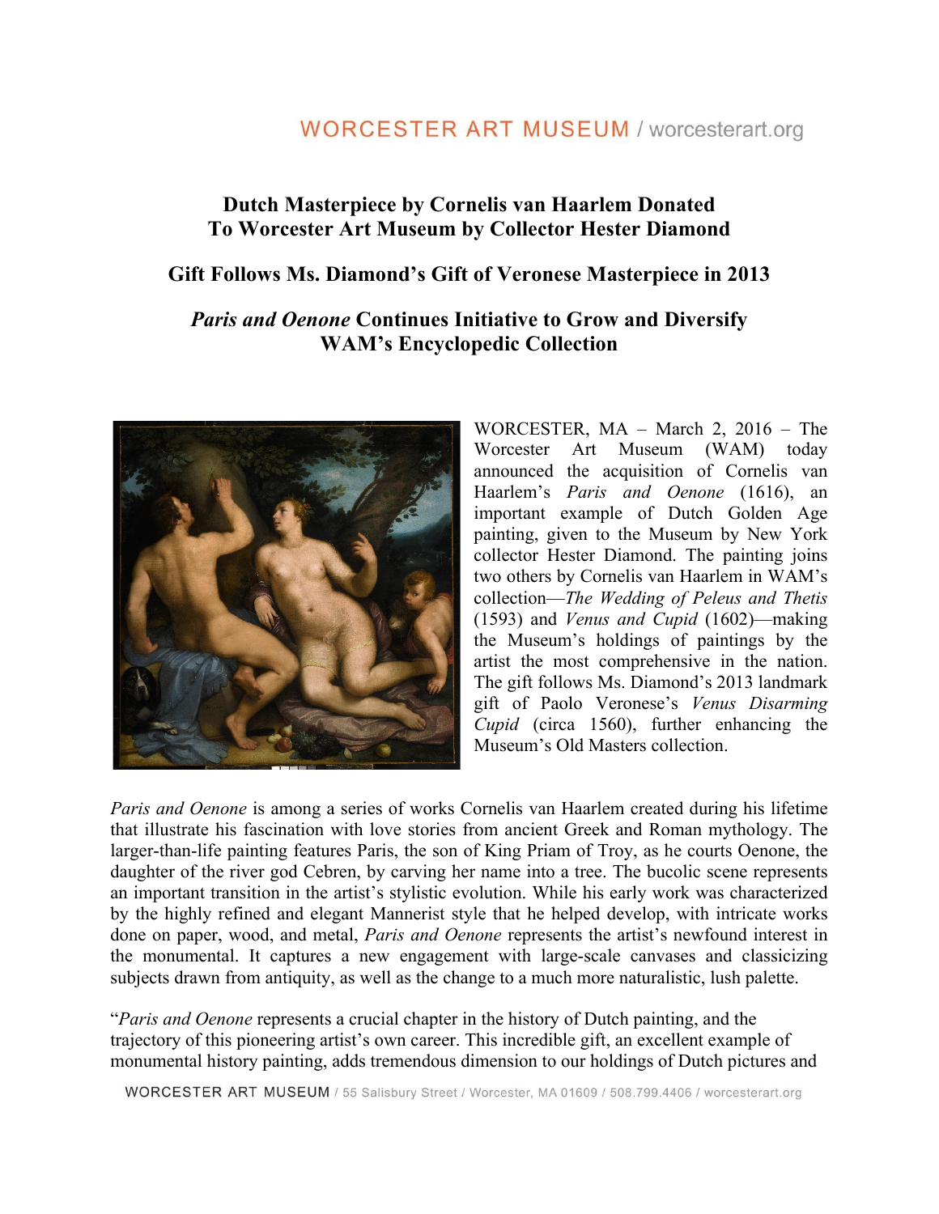# Dutch Masterpiece by Cornelis van Haarlem Donated To Worcester Art Museum by Collector Hester Diamond

## Gift Follows Ms. Diamond's Gift of Veronese Masterpiece in 2013

## *Paris and Oenone* Continues Initiative to Grow and Diversify WAM's Encyclopedic Collection

WORCESTER, MA – March 2, 2016 – The Worcester Art Museum (WAM) today announced the acquisition of Cornelis van Haarlem's *Paris and Oenone* (1616), an important example of Dutch Golden Age painting, given to the Museum by New York collector Hester Diamond. The painting joins two others by Cornelis van Haarlem in WAM's collection—*The Wedding of Peleus and Thetis* (1593) and *Venus and Cupid* (1602)—making the Museum's holdings of paintings by the artist the most comprehensive in the nation. The gift follows Ms. Diamond's 2013 landmark gift of Paolo Veronese's *Venus Disarming Cupid* (circa 1560), further enhancing the Museum's Old Masters collection.

*Paris and Oenone* is among a series of works Cornelis van Haarlem created during his lifetime that illustrate his fascination with love stories from ancient Greek and Roman mythology. The larger-than-life painting features Paris, the son of King Priam of Troy, as he courts Oenone, the daughter of the river god Cebren, by carving her name into a tree. The bucolic scene represents an important transition in the artist's stylistic evolution. While his early work was characterized by the highly refined and elegant Mannerist style that he helped develop, with intricate works done on paper, wood, and metal, *Paris and Oenone* represents the artist's newfound interest in the monumental. It captures a new engagement with large-scale canvases and classicizing subjects drawn from antiquity, as well as the change to a much more naturalistic, lush palette.

"*Paris and Oenone* represents a crucial chapter in the history of Dutch painting, and the trajectory of this pioneering artist's own career. This incredible gift, an excellent example of monumental history painting, adds tremendous dimension to our holdings of Dutch pictures and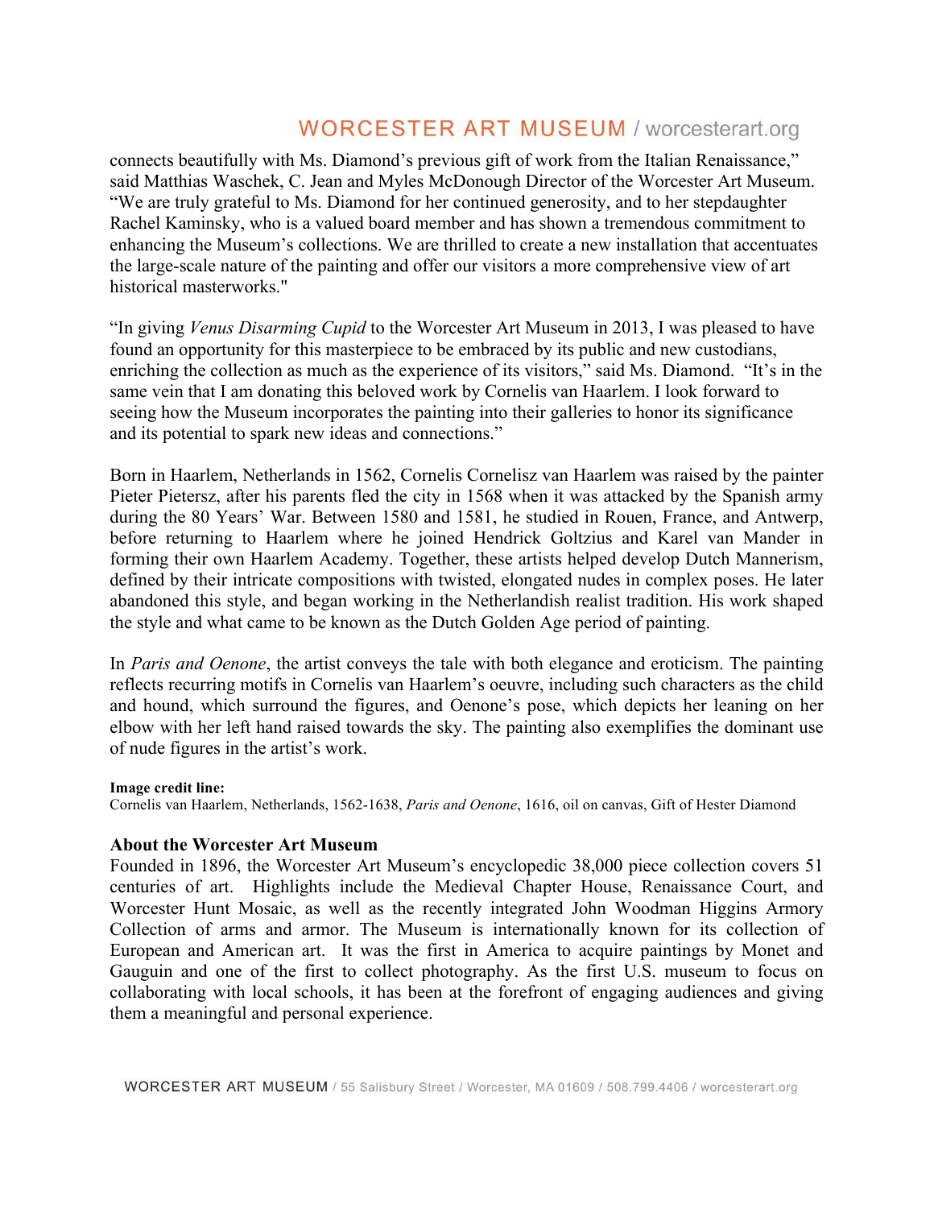connects beautifully with Ms. Diamond's previous gift of work from the Italian Renaissance," said Matthias Waschek, C. Jean and Myles McDonough Director of the Worcester Art Museum. "We are truly grateful to Ms. Diamond for her continued generosity, and to her stepdaughter Rachel Kaminsky, who is a valued board member and has shown a tremendous commitment to enhancing the Museum's collections. We are thrilled to create a new installation that accentuates the large-scale nature of the painting and offer our visitors a more comprehensive view of art historical masterworks."

"In giving *Venus Disarming Cupid* to the Worcester Art Museum in 2013, I was pleased to have found an opportunity for this masterpiece to be embraced by its public and new custodians, enriching the collection as much as the experience of its visitors," said Ms. Diamond. "It's in the same vein that I am donating this beloved work by Cornelis van Haarlem. I look forward to seeing how the Museum incorporates the painting into their galleries to honor its significance and its potential to spark new ideas and connections."

Born in Haarlem, Netherlands in 1562, Cornelis Cornelisz van Haarlem was raised by the painter Pieter Pietersz, after his parents fled the city in 1568 when it was attacked by the Spanish army during the 80 Years' War. Between 1580 and 1581, he studied in Rouen, France, and Antwerp, before returning to Haarlem where he joined Hendrick Goltzius and Karel van Mander in forming their own Haarlem Academy. Together, these artists helped develop Dutch Mannerism, defined by their intricate compositions with twisted, elongated nudes in complex poses. He later abandoned this style, and began working in the Netherlandish realist tradition. His work shaped the style and what came to be known as the Dutch Golden Age period of painting.

In *Paris and Oenone*, the artist conveys the tale with both elegance and eroticism. The painting reflects recurring motifs in Cornelis van Haarlem's oeuvre, including such characters as the child and hound, which surround the figures, and Oenone's pose, which depicts her leaning on her elbow with her left hand raised towards the sky. The painting also exemplifies the dominant use of nude figures in the artist's work.

**Image credit line:**
Cornelis van Haarlem, Netherlands, 1562-1638, *Paris and Oenone*, 1616, oil on canvas, Gift of Hester Diamond

### About the Worcester Art Museum

Founded in 1896, the Worcester Art Museum's encyclopedic 38,000 piece collection covers 51 centuries of art. Highlights include the Medieval Chapter House, Renaissance Court, and Worcester Hunt Mosaic, as well as the recently integrated John Woodman Higgins Armory Collection of arms and armor. The Museum is internationally known for its collection of European and American art. It was the first in America to acquire paintings by Monet and Gauguin and one of the first to collect photography. As the first U.S. museum to focus on collaborating with local schools, it has been at the forefront of engaging audiences and giving them a meaningful and personal experience.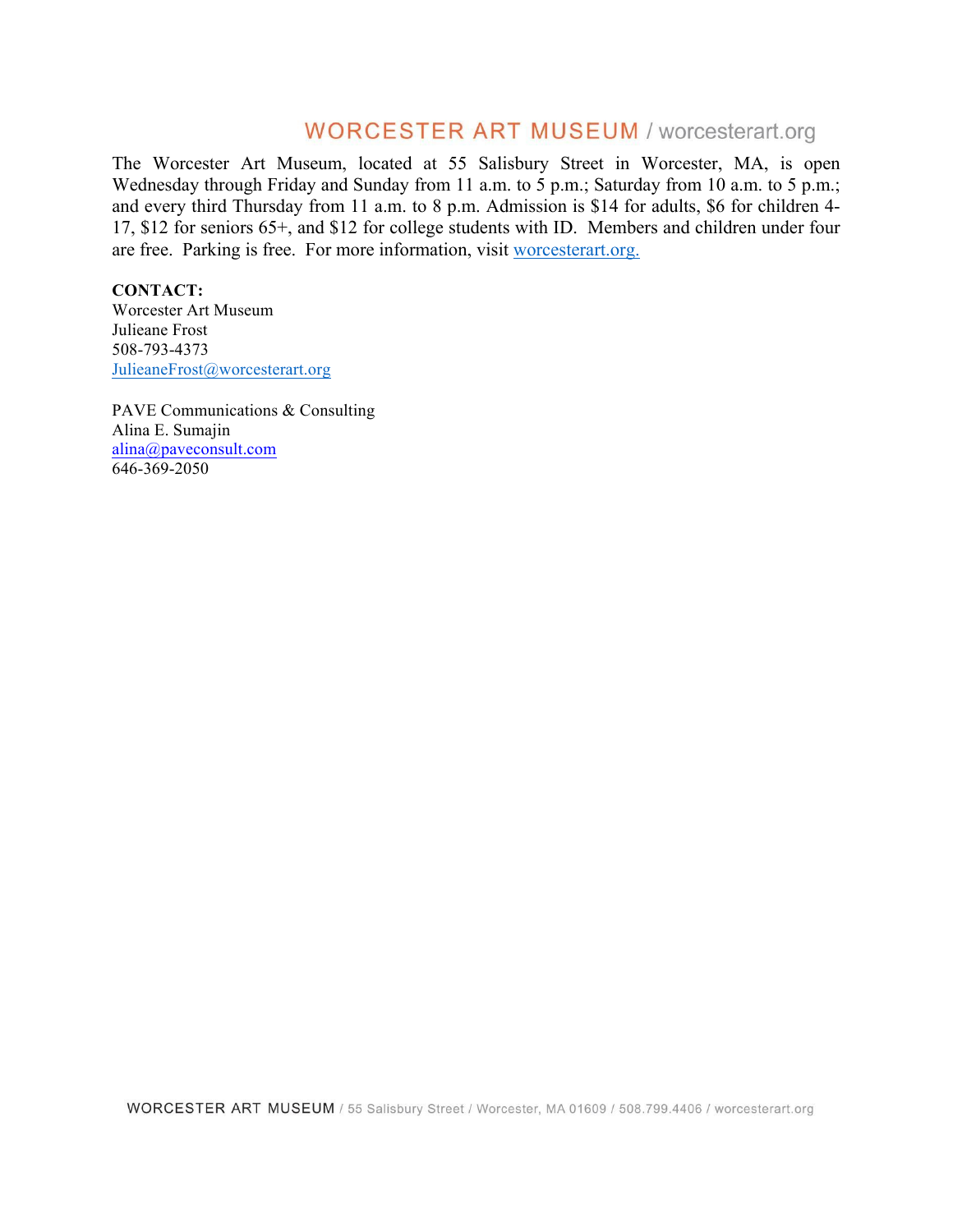WORCESTER ART MUSEUM / worcesterart.org

The Worcester Art Museum, located at 55 Salisbury Street in Worcester, MA, is open Wednesday through Friday and Sunday from 11 a.m. to 5 p.m.; Saturday from 10 a.m. to 5 p.m.; and every third Thursday from 11 a.m. to 8 p.m. Admission is $14 for adults, $6 for children 4-17, $12 for seniors 65+, and $12 for college students with ID. Members and children under four are free. Parking is free. For more information, visit worcesterart.org.

**CONTACT:**
Worcester Art Museum
Julieane Frost
508-793-4373
JulieaneFrost@worcesterart.org

PAVE Communications & Consulting
Alina E. Sumajin
alina@paveconsult.com
646-369-2050